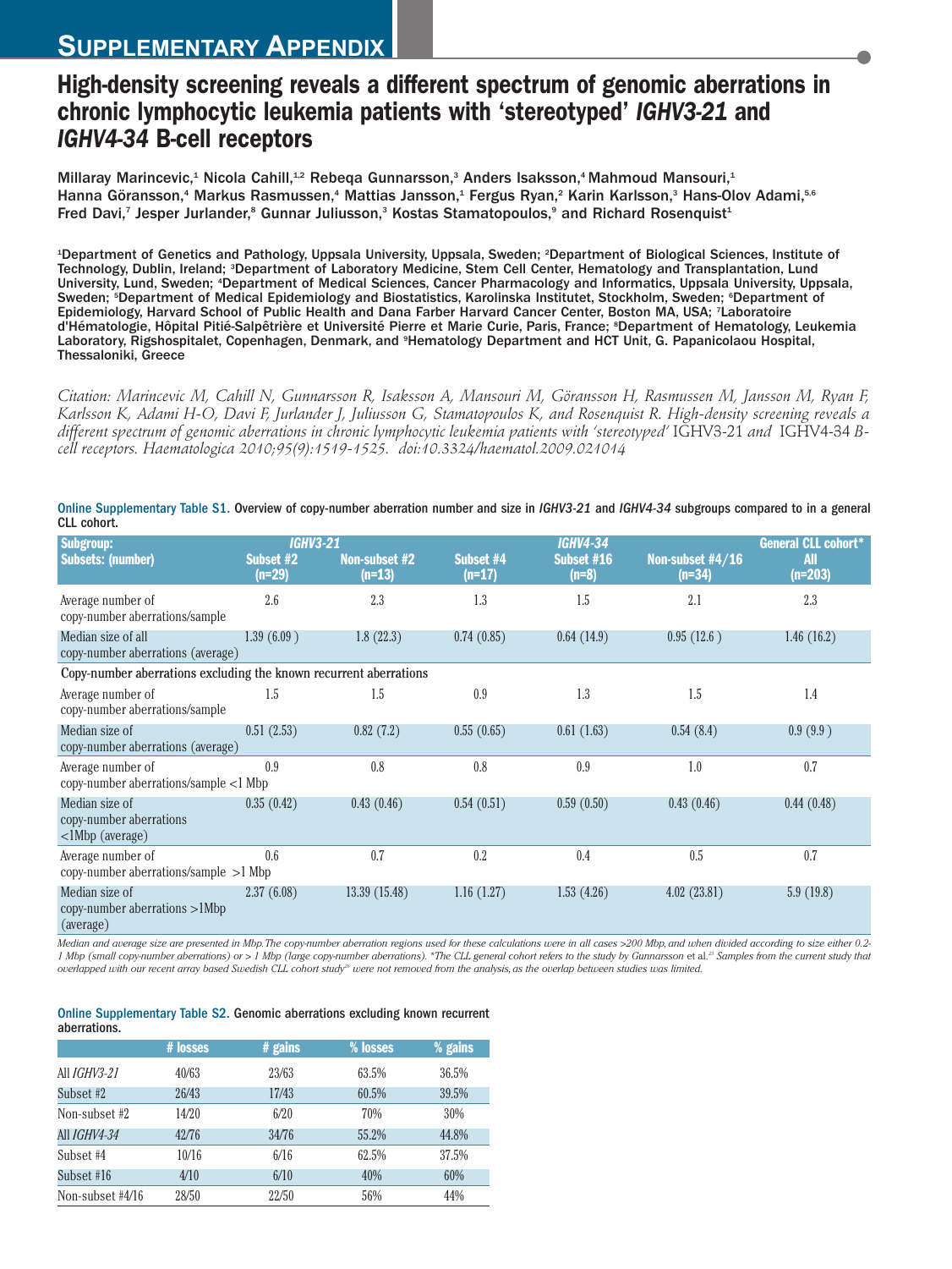# Supplementary Appendix

# High-density screening reveals a different spectrum of genomic aberrations in chronic lymphocytic leukemia patients with 'stereotyped' *IGHV3-21* and *IGHV4-34* B-cell receptors

Millaray Marincevic,[1] Nicola Cahill,[1,2] Rebeqa Gunnarsson,[3] Anders Isaksson,[4] Mahmoud Mansouri,[1] Hanna Göransson,[4] Markus Rasmussen,[4] Mattias Jansson,[1] Fergus Ryan,[2] Karin Karlsson,[3] Hans-Olov Adami,[5,6] Fred Davi,[7] Jesper Jurlander,[8] Gunnar Juliusson,[3] Kostas Stamatopoulos,[9] and Richard Rosenquist[1]

[1]Department of Genetics and Pathology, Uppsala University, Uppsala, Sweden; [2]Department of Biological Sciences, Institute of Technology, Dublin, Ireland; [3]Department of Laboratory Medicine, Stem Cell Center, Hematology and Transplantation, Lund University, Lund, Sweden; [4]Department of Medical Sciences, Cancer Pharmacology and Informatics, Uppsala University, Uppsala, Sweden; [5]Department of Medical Epidemiology and Biostatistics, Karolinska Institutet, Stockholm, Sweden; [6]Department of Epidemiology, Harvard School of Public Health and Dana Farber Harvard Cancer Center, Boston MA, USA; [7]Laboratoire d'Hématologie, Hôpital Pitié-Salpêtrière et Université Pierre et Marie Curie, Paris, France; [8]Department of Hematology, Leukemia Laboratory, Rigshospitalet, Copenhagen, Denmark, and [9]Hematology Department and HCT Unit, G. Papanicolaou Hospital, Thessaloniki, Greece

*Citation: Marincevic M, Cahill N, Gunnarsson R, Isaksson A, Mansouri M, Göransson H, Rasmussen M, Jansson M, Ryan F, Karlsson K, Adami H-O, Davi F, Jurlander J, Juliusson G, Stamatopoulos K, and Rosenquist R. High-density screening reveals a different spectrum of genomic aberrations in chronic lymphocytic leukemia patients with 'stereotyped'* IGHV3-21 *and* IGHV4-34 *B-cell receptors. Haematologica 2010;95(9):1519-1525. doi:10.3324/haematol.2009.021014*

Online Supplementary Table S1. Overview of copy-number aberration number and size in *IGHV3-21* and *IGHV4-34* subgroups compared to in a general CLL cohort.

| Subgroup: | *IGHV3-21* | | *IGHV4-34* | | | General CLL cohort* |
|---|---|---|---|---|---|---|
| Subsets: (number) | Subset #2 (n=29) | Non-subset #2 (n=13) | Subset #4 (n=17) | Subset #16 (n=8) | Non-subset #4/16 (n=34) | All (n=203) |
| Average number of copy-number aberrations/sample | 2.6 | 2.3 | 1.3 | 1.5 | 2.1 | 2.3 |
| Median size of all copy-number aberrations (average) | 1.39 (6.09 ) | 1.8 (22.3) | 0.74 (0.85) | 0.64 (14.9) | 0.95 (12.6 ) | 1.46 (16.2) |
| Copy-number aberrations excluding the known recurrent aberrations | | | | | | |
| Average number of copy-number aberrations/sample | 1.5 | 1.5 | 0.9 | 1.3 | 1.5 | 1.4 |
| Median size of copy-number aberrations (average) | 0.51 (2.53) | 0.82 (7.2) | 0.55 (0.65) | 0.61 (1.63) | 0.54 (8.4) | 0.9 (9.9 ) |
| Average number of copy-number aberrations/sample <1 Mbp | 0.9 | 0.8 | 0.8 | 0.9 | 1.0 | 0.7 |
| Median size of copy-number aberrations <1Mbp (average) | 0.35 (0.42) | 0.43 (0.46) | 0.54 (0.51) | 0.59 (0.50) | 0.43 (0.46) | 0.44 (0.48) |
| Average number of copy-number aberrations/sample >1 Mbp | 0.6 | 0.7 | 0.2 | 0.4 | 0.5 | 0.7 |
| Median size of copy-number aberrations >1Mbp (average) | 2.37 (6.08) | 13.39 (15.48) | 1.16 (1.27) | 1.53 (4.26) | 4.02 (23.81) | 5.9 (19.8) |

*Median and average size are presented in Mbp. The copy-number aberration regions used for these calculations were in all cases >200 Mbp, and when divided according to size either 0.2-1 Mbp (small copy-number aberrations) or > 1 Mbp (large copy-number aberrations). *The CLL general cohort refers to the study by Gunnarsson* et al.[23] *Samples from the current study that overlapped with our recent array based Swedish CLL cohort study[26] were not removed from the analysis, as the overlap between studies was limited.*

Online Supplementary Table S2. Genomic aberrations excluding known recurrent aberrations.

| | # losses | # gains | % losses | % gains |
|---|---|---|---|---|
| All *IGHV3-21* | 40/63 | 23/63 | 63.5% | 36.5% |
| Subset #2 | 26/43 | 17/43 | 60.5% | 39.5% |
| Non-subset #2 | 14/20 | 6/20 | 70% | 30% |
| All *IGHV4-34* | 42/76 | 34/76 | 55.2% | 44.8% |
| Subset #4 | 10/16 | 6/16 | 62.5% | 37.5% |
| Subset #16 | 4/10 | 6/10 | 40% | 60% |
| Non-subset #4/16 | 28/50 | 22/50 | 56% | 44% |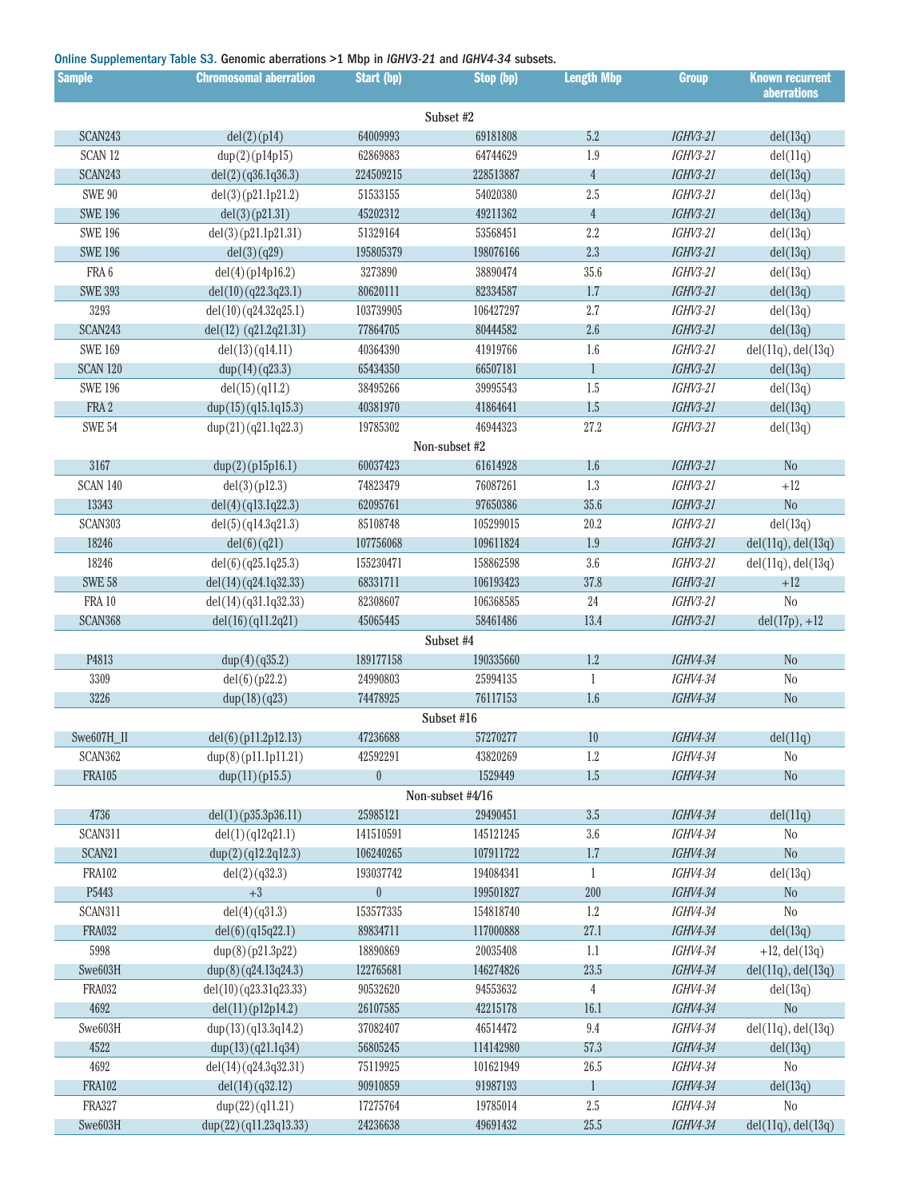**Online Supplementary Table S3.** Genomic aberrations >1 Mbp in *IGHV3-21* and *IGHV4-34* subsets.

| Sample | Chromosomal aberration | Start (bp) | Stop (bp) | Length Mbp | Group | Known recurrent aberrations |
|---|---|---|---|---|---|---|
| | | | **Subset #2** | | | |
| SCAN243 | del(2)(p14) | 64009993 | 69181808 | 5.2 | *IGHV3-21* | del(13q) |
| SCAN 12 | dup(2)(p14p15) | 62869883 | 64744629 | 1.9 | *IGHV3-21* | del(11q) |
| SCAN243 | del(2)(q36.1q36.3) | 224509215 | 228513887 | 4 | *IGHV3-21* | del(13q) |
| SWE 90 | del(3)(p21.1p21.2) | 51533155 | 54020380 | 2.5 | *IGHV3-21* | del(13q) |
| SWE 196 | del(3)(p21.31) | 45202312 | 49211362 | 4 | *IGHV3-21* | del(13q) |
| SWE 196 | del(3)(p21.1p21.31) | 51329164 | 53568451 | 2.2 | *IGHV3-21* | del(13q) |
| SWE 196 | del(3)(q29) | 195805379 | 198076166 | 2.3 | *IGHV3-21* | del(13q) |
| FRA 6 | del(4)(p14p16.2) | 3273890 | 38890474 | 35.6 | *IGHV3-21* | del(13q) |
| SWE 393 | del(10)(q22.3q23.1) | 80620111 | 82334587 | 1.7 | *IGHV3-21* | del(13q) |
| 3293 | del(10)(q24.32q25.1) | 103739905 | 106427297 | 2.7 | *IGHV3-21* | del(13q) |
| SCAN243 | del(12) (q21.2q21.31) | 77864705 | 80444582 | 2.6 | *IGHV3-21* | del(13q) |
| SWE 169 | del(13)(q14.11) | 40364390 | 41919766 | 1.6 | *IGHV3-21* | del(11q), del(13q) |
| SCAN 120 | dup(14)(q23.3) | 65434350 | 66507181 | 1 | *IGHV3-21* | del(13q) |
| SWE 196 | del(15)(q11.2) | 38495266 | 39995543 | 1.5 | *IGHV3-21* | del(13q) |
| FRA 2 | dup(15)(q15.1q15.3) | 40381970 | 41864641 | 1.5 | *IGHV3-21* | del(13q) |
| SWE 54 | dup(21)(q21.1q22.3) | 19785302 | 46944323 | 27.2 | *IGHV3-21* | del(13q) |
| | | | **Non-subset #2** | | | |
| 3167 | dup(2)(p15p16.1) | 60037423 | 61614928 | 1.6 | *IGHV3-21* | No |
| SCAN 140 | del(3)(p12.3) | 74823479 | 76087261 | 1.3 | *IGHV3-21* | +12 |
| 13343 | del(4)(q13.1q22.3) | 62095761 | 97650386 | 35.6 | *IGHV3-21* | No |
| SCAN303 | del(5)(q14.3q21.3) | 85108748 | 105299015 | 20.2 | *IGHV3-21* | del(13q) |
| 18246 | del(6)(q21) | 107756068 | 109611824 | 1.9 | *IGHV3-21* | del(11q), del(13q) |
| 18246 | del(6)(q25.1q25.3) | 155230471 | 158862598 | 3.6 | *IGHV3-21* | del(11q), del(13q) |
| SWE 58 | del(14)(q24.1q32.33) | 68331711 | 106193423 | 37.8 | *IGHV3-21* | +12 |
| FRA 10 | del(14)(q31.1q32.33) | 82308607 | 106368585 | 24 | *IGHV3-21* | No |
| SCAN368 | del(16)(q11.2q21) | 45065445 | 58461486 | 13.4 | *IGHV3-21* | del(17p), +12 |
| | | | **Subset #4** | | | |
| P4813 | dup(4)(q35.2) | 189177158 | 190335660 | 1.2 | *IGHV4-34* | No |
| 3309 | del(6)(p22.2) | 24990803 | 25994135 | 1 | *IGHV4-34* | No |
| 3226 | dup(18)(q23) | 74478925 | 76117153 | 1.6 | *IGHV4-34* | No |
| | | | **Subset #16** | | | |
| Swe607H_II | del(6)(p11.2p12.13) | 47236688 | 57270277 | 10 | *IGHV4-34* | del(11q) |
| SCAN362 | dup(8)(p11.1p11.21) | 42592291 | 43820269 | 1.2 | *IGHV4-34* | No |
| FRA105 | dup(11)(p15.5) | 0 | 1529449 | 1.5 | *IGHV4-34* | No |
| | | | **Non-subset #4/16** | | | |
| 4736 | del(1)(p35.3p36.11) | 25985121 | 29490451 | 3.5 | *IGHV4-34* | del(11q) |
| SCAN311 | del(1)(q12q21.1) | 141510591 | 145121245 | 3.6 | *IGHV4-34* | No |
| SCAN21 | dup(2)(q12.2q12.3) | 106240265 | 107911722 | 1.7 | *IGHV4-34* | No |
| FRA102 | del(2)(q32.3) | 193037742 | 194084341 | 1 | *IGHV4-34* | del(13q) |
| P5443 | +3 | 0 | 199501827 | 200 | *IGHV4-34* | No |
| SCAN311 | del(4)(q31.3) | 153577335 | 154818740 | 1.2 | *IGHV4-34* | No |
| FRA032 | del(6)(q15q22.1) | 89834711 | 117000888 | 27.1 | *IGHV4-34* | del(13q) |
| 5998 | dup(8)(p21.3p22) | 18890869 | 20035408 | 1.1 | *IGHV4-34* | +12, del(13q) |
| Swe603H | dup(8)(q24.13q24.3) | 122765681 | 146274826 | 23.5 | *IGHV4-34* | del(11q), del(13q) |
| FRA032 | del(10)(q23.31q23.33) | 90532620 | 94553632 | 4 | *IGHV4-34* | del(13q) |
| 4692 | del(11)(p12p14.2) | 26107585 | 42215178 | 16.1 | *IGHV4-34* | No |
| Swe603H | dup(13)(q13.3q14.2) | 37082407 | 46514472 | 9.4 | *IGHV4-34* | del(11q), del(13q) |
| 4522 | dup(13)(q21.1q34) | 56805245 | 114142980 | 57.3 | *IGHV4-34* | del(13q) |
| 4692 | del(14)(q24.3q32.31) | 75119925 | 101621949 | 26.5 | *IGHV4-34* | No |
| FRA102 | del(14)(q32.12) | 90910859 | 91987193 | 1 | *IGHV4-34* | del(13q) |
| FRA327 | dup(22)(q11.21) | 17275764 | 19785014 | 2.5 | *IGHV4-34* | No |
| Swe603H | dup(22)(q11.23q13.33) | 24236638 | 49691432 | 25.5 | *IGHV4-34* | del(11q), del(13q) |